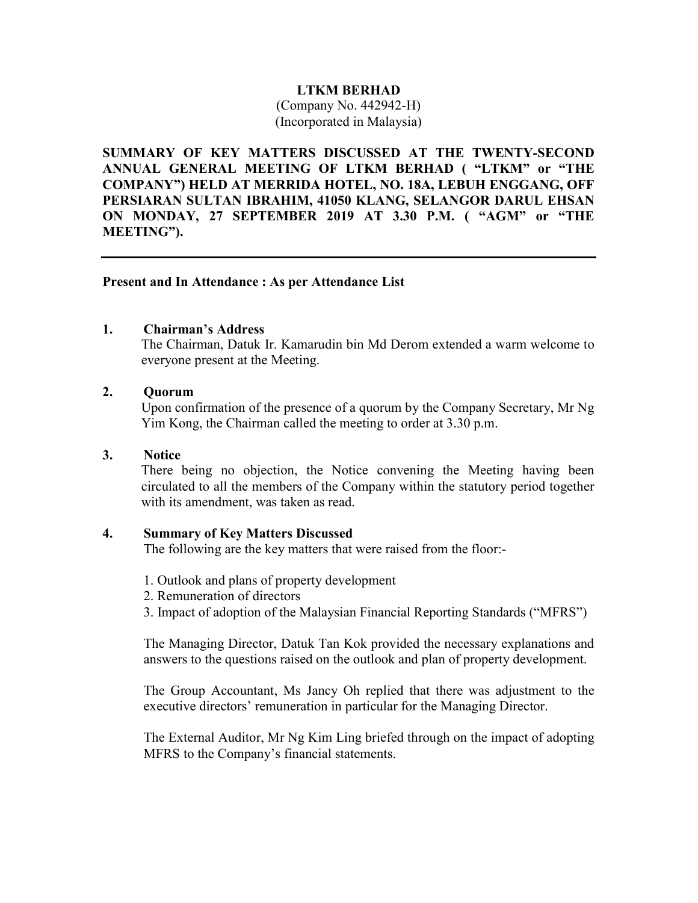**LTKM BERHAD**

(Company No. 442942-H)

(Incorporated in Malaysia)

**SUMMARY OF KEY MATTERS DISCUSSED AT THE TWENTY-SECOND ANNUAL GENERAL MEETING OF LTKM BERHAD ( "LTKM" or "THE COMPANY") HELD AT MERRIDA HOTEL, NO. 18A, LEBUH ENGGANG, OFF PERSIARAN SULTAN IBRAHIM, 41050 KLANG, SELANGOR DARUL EHSAN ON MONDAY, 27 SEPTEMBER 2019 AT 3.30 P.M. ( "AGM" or "THE MEETING").**

---

**Present and In Attendance : As per Attendance List**

**1. Chairman's Address**

The Chairman, Datuk Ir. Kamarudin bin Md Derom extended a warm welcome to everyone present at the Meeting.

**2. Quorum**

Upon confirmation of the presence of a quorum by the Company Secretary, Mr Ng Yim Kong, the Chairman called the meeting to order at 3.30 p.m.

**3. Notice**

There being no objection, the Notice convening the Meeting having been circulated to all the members of the Company within the statutory period together with its amendment, was taken as read.

**4. Summary of Key Matters Discussed**

The following are the key matters that were raised from the floor:-

1. Outlook and plans of property development
2. Remuneration of directors
3. Impact of adoption of the Malaysian Financial Reporting Standards ("MFRS")

The Managing Director, Datuk Tan Kok provided the necessary explanations and answers to the questions raised on the outlook and plan of property development.

The Group Accountant, Ms Jancy Oh replied that there was adjustment to the executive directors' remuneration in particular for the Managing Director.

The External Auditor, Mr Ng Kim Ling briefed through on the impact of adopting MFRS to the Company's financial statements.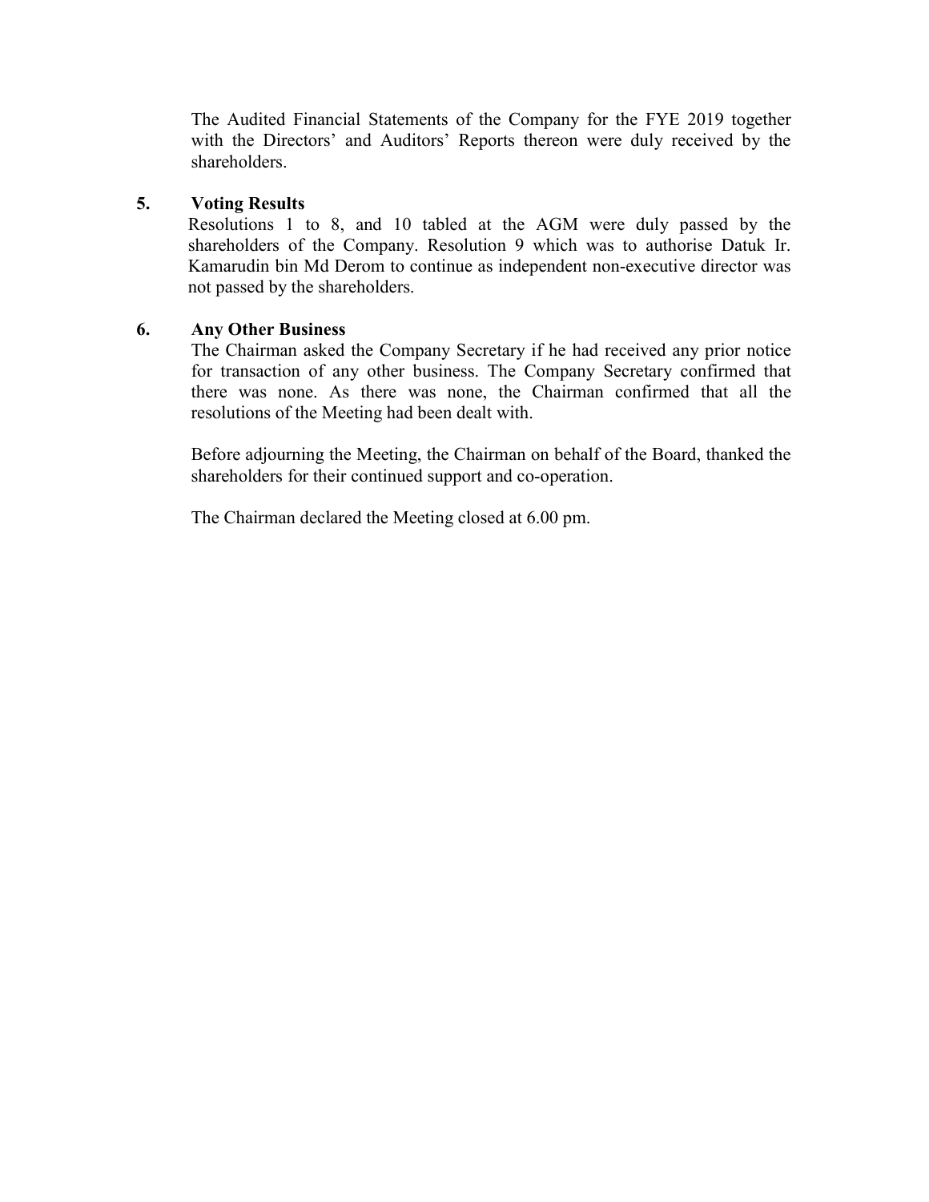The Audited Financial Statements of the Company for the FYE 2019 together with the Directors' and Auditors' Reports thereon were duly received by the shareholders.

**5. Voting Results**

Resolutions 1 to 8, and 10 tabled at the AGM were duly passed by the shareholders of the Company. Resolution 9 which was to authorise Datuk Ir. Kamarudin bin Md Derom to continue as independent non-executive director was not passed by the shareholders.

**6. Any Other Business**

The Chairman asked the Company Secretary if he had received any prior notice for transaction of any other business. The Company Secretary confirmed that there was none. As there was none, the Chairman confirmed that all the resolutions of the Meeting had been dealt with.

Before adjourning the Meeting, the Chairman on behalf of the Board, thanked the shareholders for their continued support and co-operation.

The Chairman declared the Meeting closed at 6.00 pm.